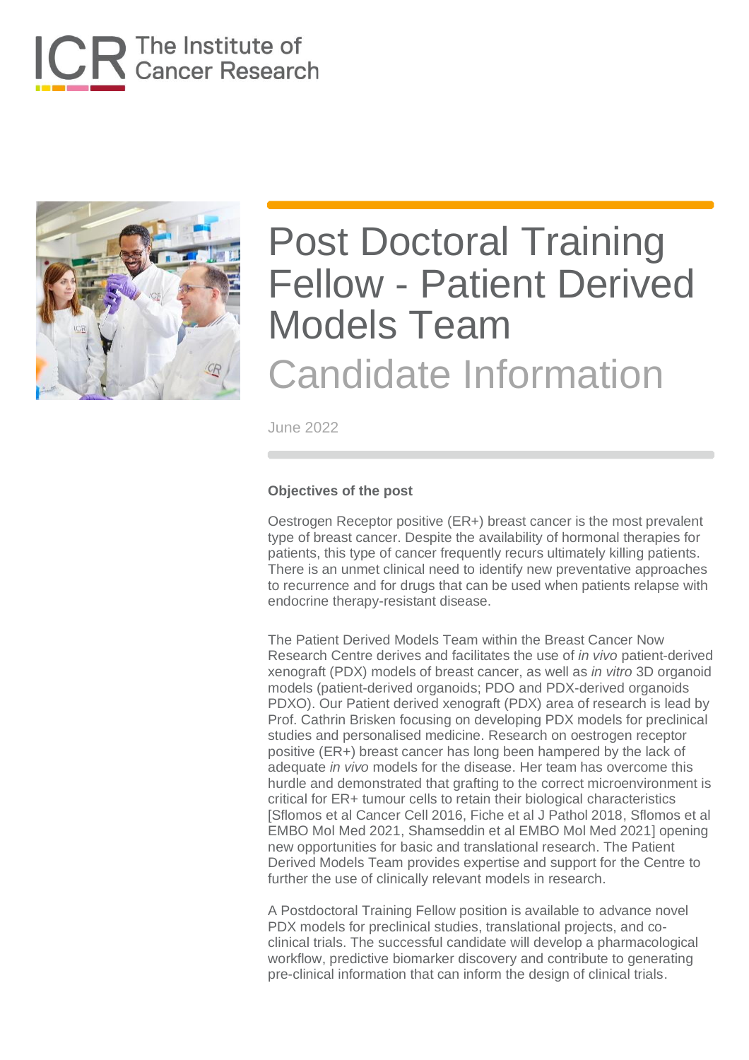The Institute of Cancer Research

# Post Doctoral Training Fellow - Patient Derived Models Team

## Candidate Information

June 2022

### Objectives of the post

Oestrogen Receptor positive (ER+) breast cancer is the most prevalent type of breast cancer. Despite the availability of hormonal therapies for patients, this type of cancer frequently recurs ultimately killing patients. There is an unmet clinical need to identify new preventative approaches to recurrence and for drugs that can be used when patients relapse with endocrine therapy-resistant disease.

The Patient Derived Models Team within the Breast Cancer Now Research Centre derives and facilitates the use of *in vivo* patient-derived xenograft (PDX) models of breast cancer, as well as *in vitro* 3D organoid models (patient-derived organoids; PDO and PDX-derived organoids PDXO). Our Patient derived xenograft (PDX) area of research is lead by Prof. Cathrin Brisken focusing on developing PDX models for preclinical studies and personalised medicine. Research on oestrogen receptor positive (ER+) breast cancer has long been hampered by the lack of adequate *in vivo* models for the disease. Her team has overcome this hurdle and demonstrated that grafting to the correct microenvironment is critical for ER+ tumour cells to retain their biological characteristics [Sflomos et al Cancer Cell 2016, Fiche et al J Pathol 2018, Sflomos et al EMBO Mol Med 2021, Shamseddin et al EMBO Mol Med 2021] opening new opportunities for basic and translational research. The Patient Derived Models Team provides expertise and support for the Centre to further the use of clinically relevant models in research.

A Postdoctoral Training Fellow position is available to advance novel PDX models for preclinical studies, translational projects, and co-clinical trials. The successful candidate will develop a pharmacological workflow, predictive biomarker discovery and contribute to generating pre-clinical information that can inform the design of clinical trials.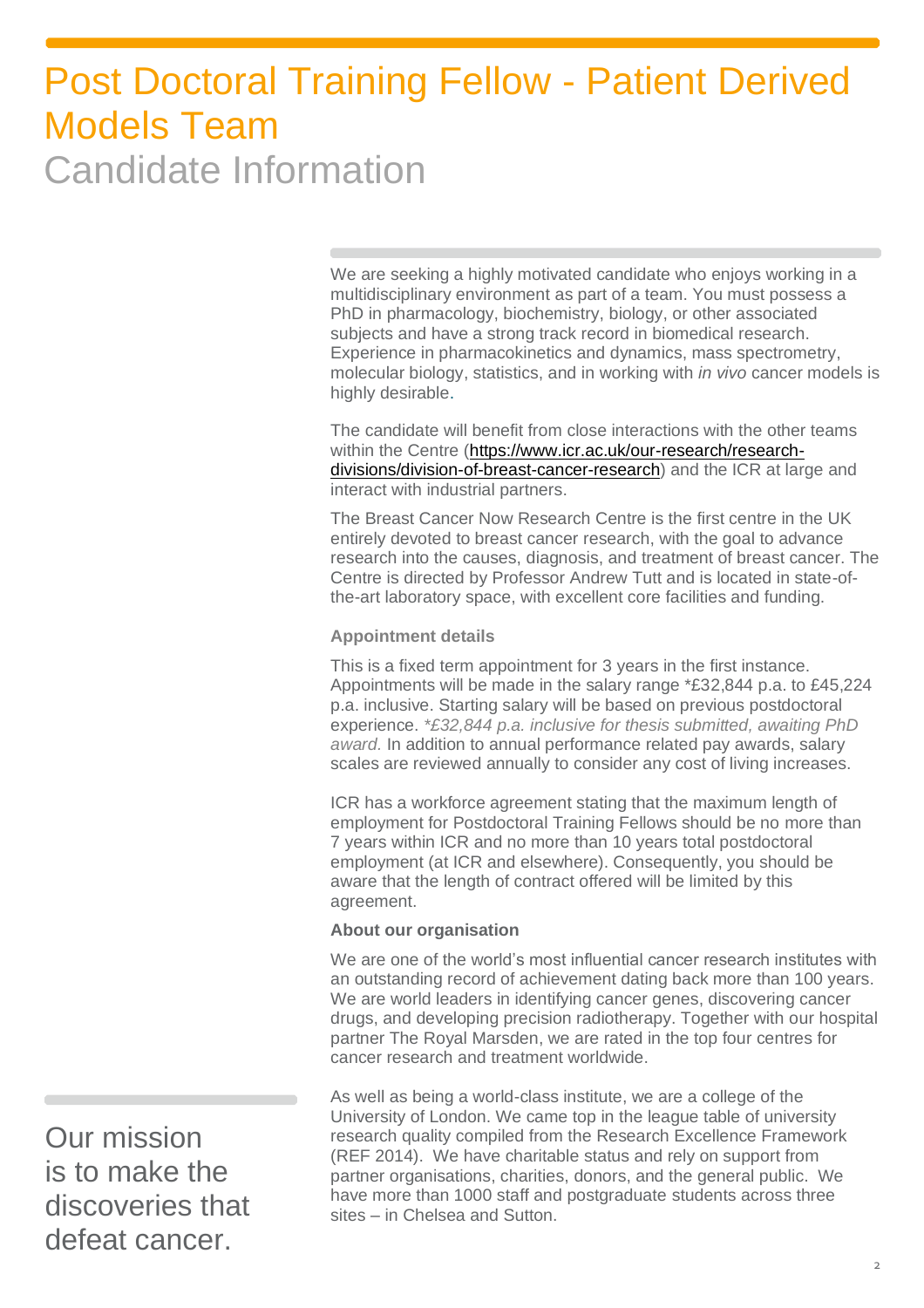# Post Doctoral Training Fellow - Patient Derived Models Team

## Candidate Information

We are seeking a highly motivated candidate who enjoys working in a multidisciplinary environment as part of a team. You must possess a PhD in pharmacology, biochemistry, biology, or other associated subjects and have a strong track record in biomedical research. Experience in pharmacokinetics and dynamics, mass spectrometry, molecular biology, statistics, and in working with *in vivo* cancer models is highly desirable.

The candidate will benefit from close interactions with the other teams within the Centre (https://www.icr.ac.uk/our-research/research-divisions/division-of-breast-cancer-research) and the ICR at large and interact with industrial partners.

The Breast Cancer Now Research Centre is the first centre in the UK entirely devoted to breast cancer research, with the goal to advance research into the causes, diagnosis, and treatment of breast cancer. The Centre is directed by Professor Andrew Tutt and is located in state-of-the-art laboratory space, with excellent core facilities and funding.

**Appointment details**

This is a fixed term appointment for 3 years in the first instance. Appointments will be made in the salary range *£32,844 p.a. to £45,224 p.a. inclusive. Starting salary will be based on previous postdoctoral experience. *\*£32,844 p.a. inclusive for thesis submitted, awaiting PhD award.* In addition to annual performance related pay awards, salary scales are reviewed annually to consider any cost of living increases.

ICR has a workforce agreement stating that the maximum length of employment for Postdoctoral Training Fellows should be no more than 7 years within ICR and no more than 10 years total postdoctoral employment (at ICR and elsewhere). Consequently, you should be aware that the length of contract offered will be limited by this agreement.

**About our organisation**

We are one of the world's most influential cancer research institutes with an outstanding record of achievement dating back more than 100 years. We are world leaders in identifying cancer genes, discovering cancer drugs, and developing precision radiotherapy. Together with our hospital partner The Royal Marsden, we are rated in the top four centres for cancer research and treatment worldwide.

As well as being a world-class institute, we are a college of the University of London. We came top in the league table of university research quality compiled from the Research Excellence Framework (REF 2014). We have charitable status and rely on support from partner organisations, charities, donors, and the general public. We have more than 1000 staff and postgraduate students across three sites – in Chelsea and Sutton.

Our mission is to make the discoveries that defeat cancer.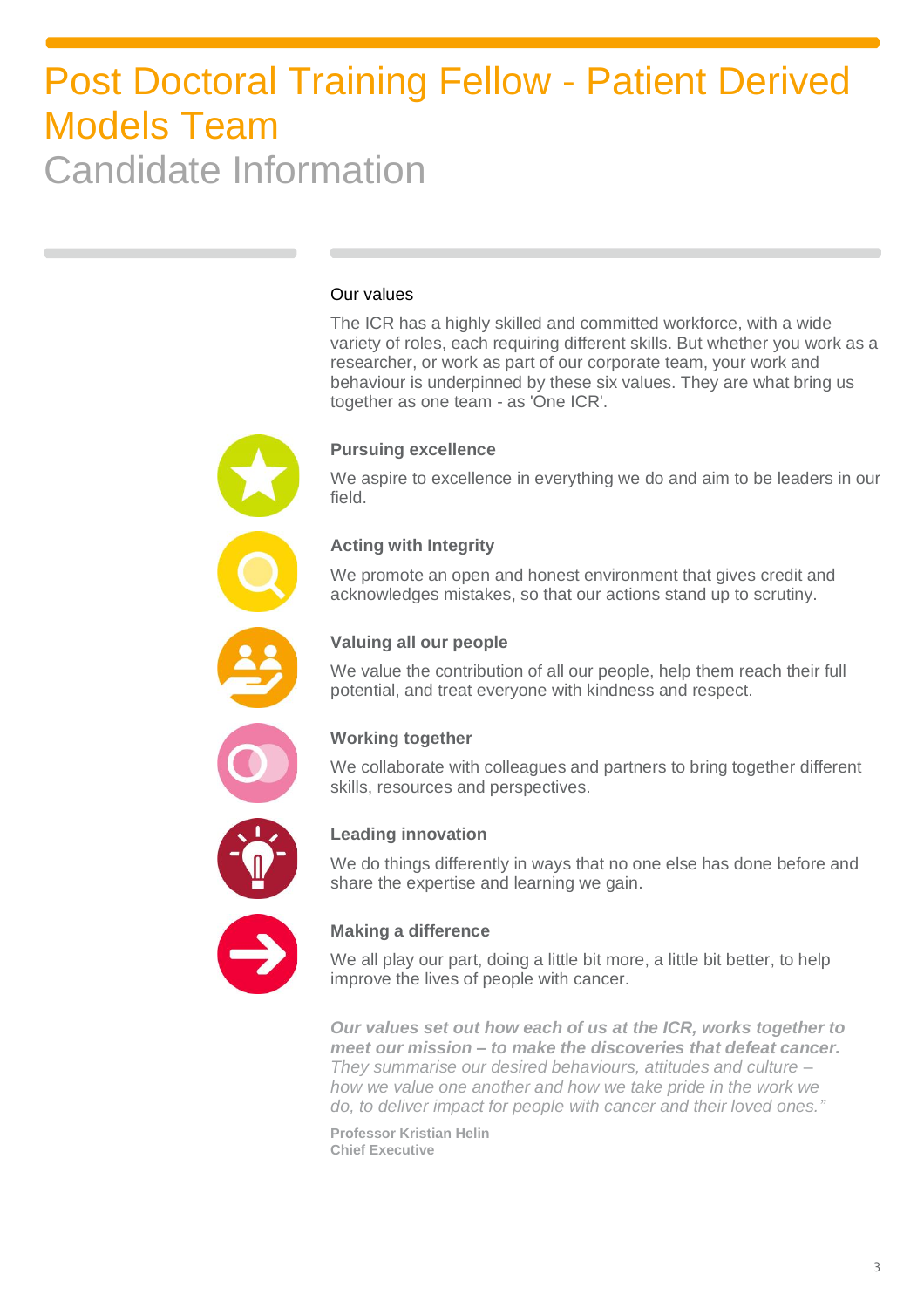# Post Doctoral Training Fellow - Patient Derived Models Team

## Candidate Information

### Our values

The ICR has a highly skilled and committed workforce, with a wide variety of roles, each requiring different skills. But whether you work as a researcher, or work as part of our corporate team, your work and behaviour is underpinned by these six values. They are what bring us together as one team - as 'One ICR'.

**Pursuing excellence**

We aspire to excellence in everything we do and aim to be leaders in our field.

**Acting with Integrity**

We promote an open and honest environment that gives credit and acknowledges mistakes, so that our actions stand up to scrutiny.

**Valuing all our people**

We value the contribution of all our people, help them reach their full potential, and treat everyone with kindness and respect.

**Working together**

We collaborate with colleagues and partners to bring together different skills, resources and perspectives.

**Leading innovation**

We do things differently in ways that no one else has done before and share the expertise and learning we gain.

**Making a difference**

We all play our part, doing a little bit more, a little bit better, to help improve the lives of people with cancer.

***Our values set out how each of us at the ICR, works together to meet our mission – to make the discoveries that defeat cancer.*** *They summarise our desired behaviours, attitudes and culture – how we value one another and how we take pride in the work we do, to deliver impact for people with cancer and their loved ones."*

**Professor Kristian Helin**
**Chief Executive**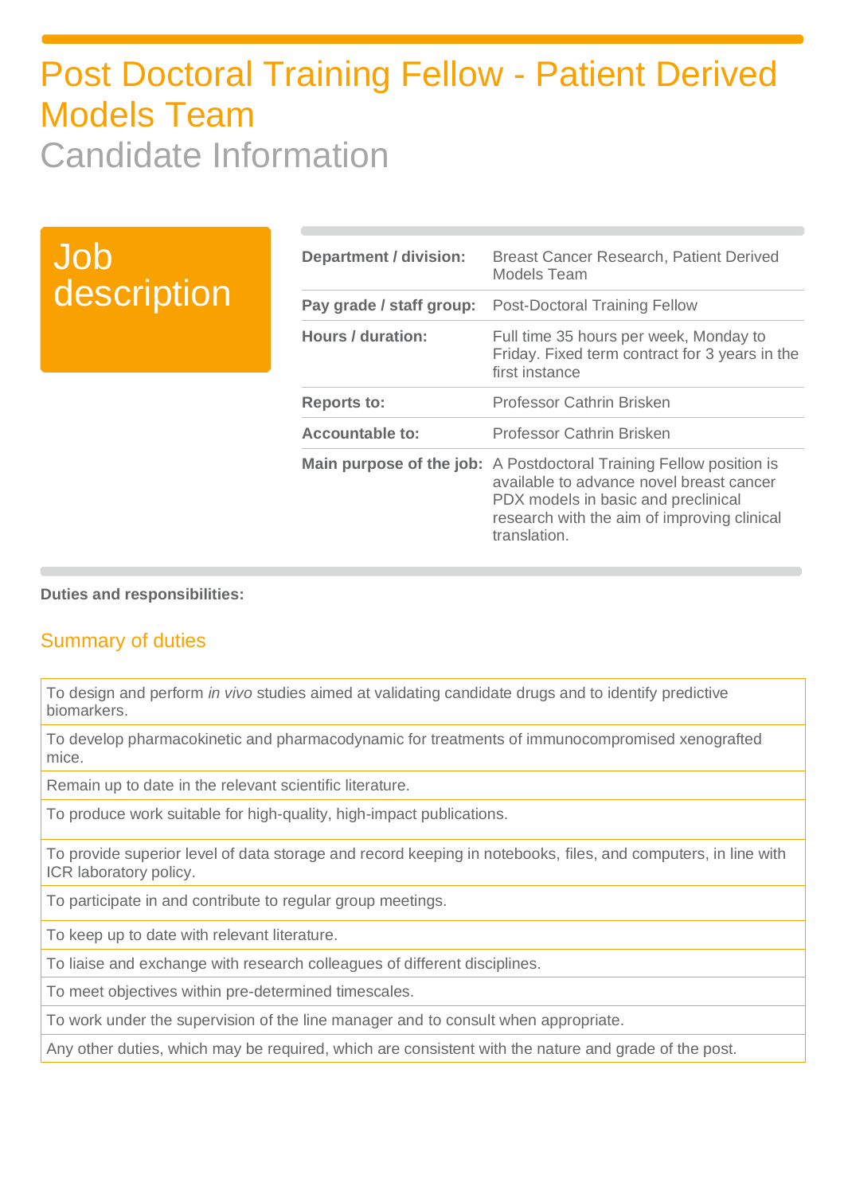# Post Doctoral Training Fellow - Patient Derived Models Team

## Candidate Information

## Job description

| | |
|---|---|
| **Department / division:** | Breast Cancer Research, Patient Derived Models Team |
| **Pay grade / staff group:** | Post-Doctoral Training Fellow |
| **Hours / duration:** | Full time 35 hours per week, Monday to Friday. Fixed term contract for 3 years in the first instance |
| **Reports to:** | Professor Cathrin Brisken |
| **Accountable to:** | Professor Cathrin Brisken |
| **Main purpose of the job:** | A Postdoctoral Training Fellow position is available to advance novel breast cancer PDX models in basic and preclinical research with the aim of improving clinical translation. |

**Duties and responsibilities:**

### Summary of duties

| |
|---|
| To design and perform *in vivo* studies aimed at validating candidate drugs and to identify predictive biomarkers. |
| To develop pharmacokinetic and pharmacodynamic for treatments of immunocompromised xenografted mice. |
| Remain up to date in the relevant scientific literature. |
| To produce work suitable for high-quality, high-impact publications. |
| To provide superior level of data storage and record keeping in notebooks, files, and computers, in line with ICR laboratory policy. |
| To participate in and contribute to regular group meetings. |
| To keep up to date with relevant literature. |
| To liaise and exchange with research colleagues of different disciplines. |
| To meet objectives within pre-determined timescales. |
| To work under the supervision of the line manager and to consult when appropriate. |
| Any other duties, which may be required, which are consistent with the nature and grade of the post. |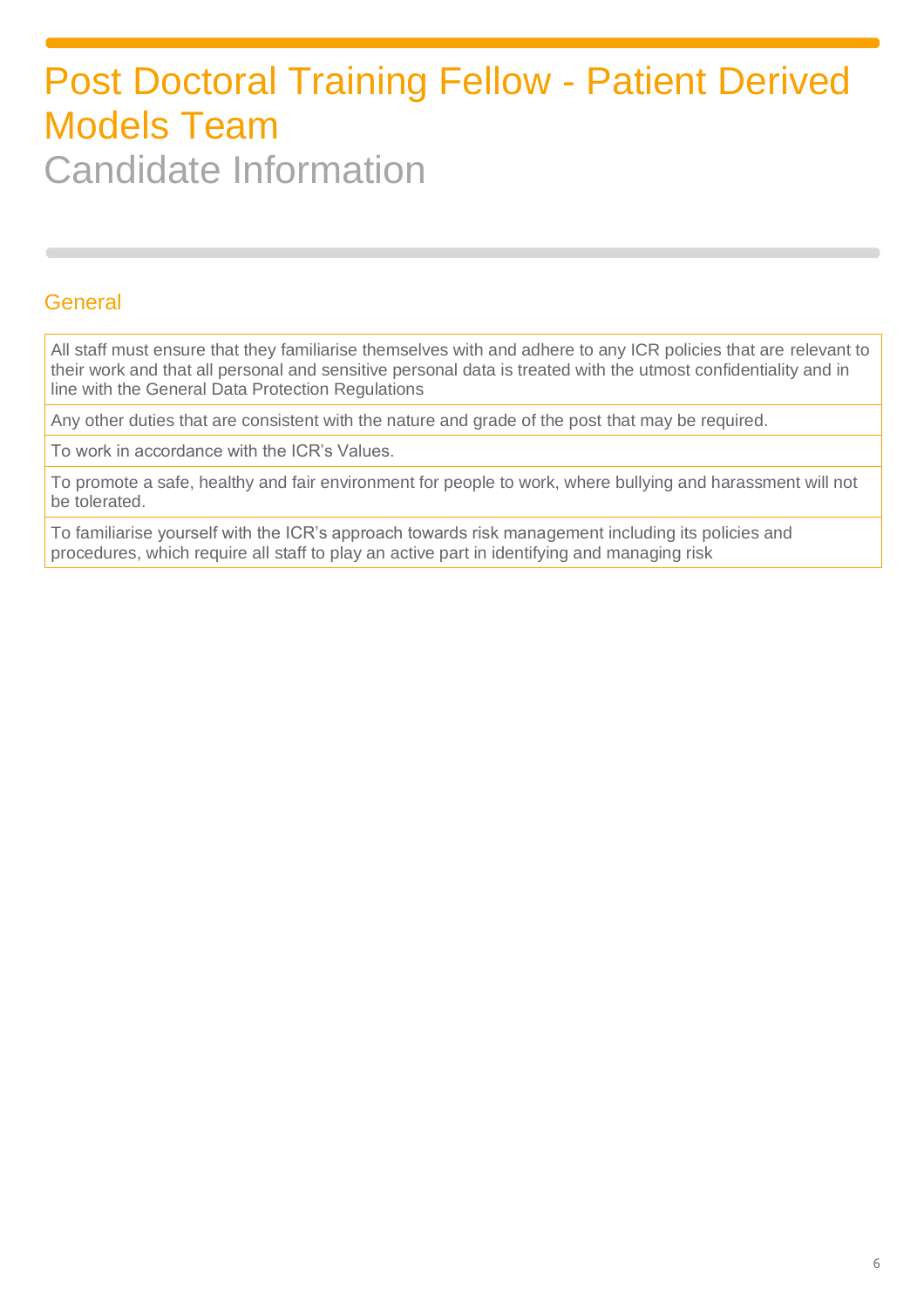# Post Doctoral Training Fellow - Patient Derived Models Team

Candidate Information

## General

| |
|---|
| All staff must ensure that they familiarise themselves with and adhere to any ICR policies that are relevant to their work and that all personal and sensitive personal data is treated with the utmost confidentiality and in line with the General Data Protection Regulations |
| Any other duties that are consistent with the nature and grade of the post that may be required. |
| To work in accordance with the ICR's Values. |
| To promote a safe, healthy and fair environment for people to work, where bullying and harassment will not be tolerated. |
| To familiarise yourself with the ICR's approach towards risk management including its policies and procedures, which require all staff to play an active part in identifying and managing risk |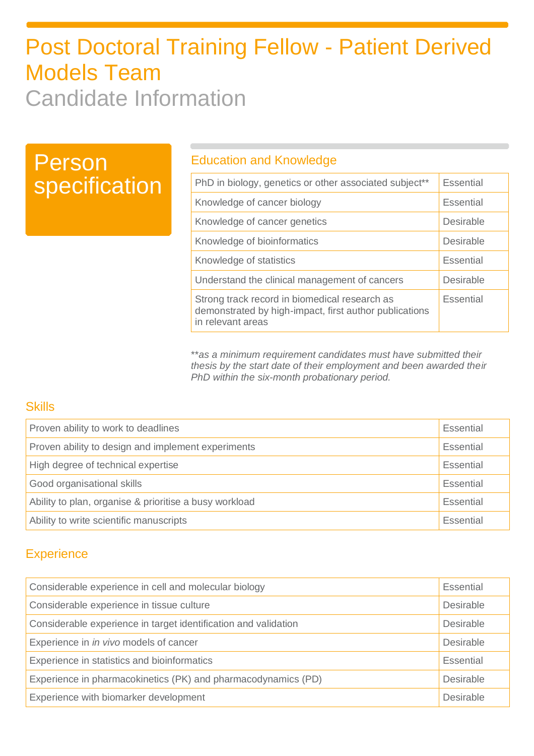# Post Doctoral Training Fellow - Patient Derived Models Team

## Candidate Information

## Person specification

### Education and Knowledge

| Requirement | |
|---|---|
| PhD in biology, genetics or other associated subject** | Essential |
| Knowledge of cancer biology | Essential |
| Knowledge of cancer genetics | Desirable |
| Knowledge of bioinformatics | Desirable |
| Knowledge of statistics | Essential |
| Understand the clinical management of cancers | Desirable |
| Strong track record in biomedical research as demonstrated by high-impact, first author publications in relevant areas | Essential |

*\*\*as a minimum requirement candidates must have submitted their thesis by the start date of their employment and been awarded their PhD within the six-month probationary period.*

### Skills

| Requirement | |
|---|---|
| Proven ability to work to deadlines | Essential |
| Proven ability to design and implement experiments | Essential |
| High degree of technical expertise | Essential |
| Good organisational skills | Essential |
| Ability to plan, organise & prioritise a busy workload | Essential |
| Ability to write scientific manuscripts | Essential |

### Experience

| Requirement | |
|---|---|
| Considerable experience in cell and molecular biology | Essential |
| Considerable experience in tissue culture | Desirable |
| Considerable experience in target identification and validation | Desirable |
| Experience in *in vivo* models of cancer | Desirable |
| Experience in statistics and bioinformatics | Essential |
| Experience in pharmacokinetics (PK) and pharmacodynamics (PD) | Desirable |
| Experience with biomarker development | Desirable |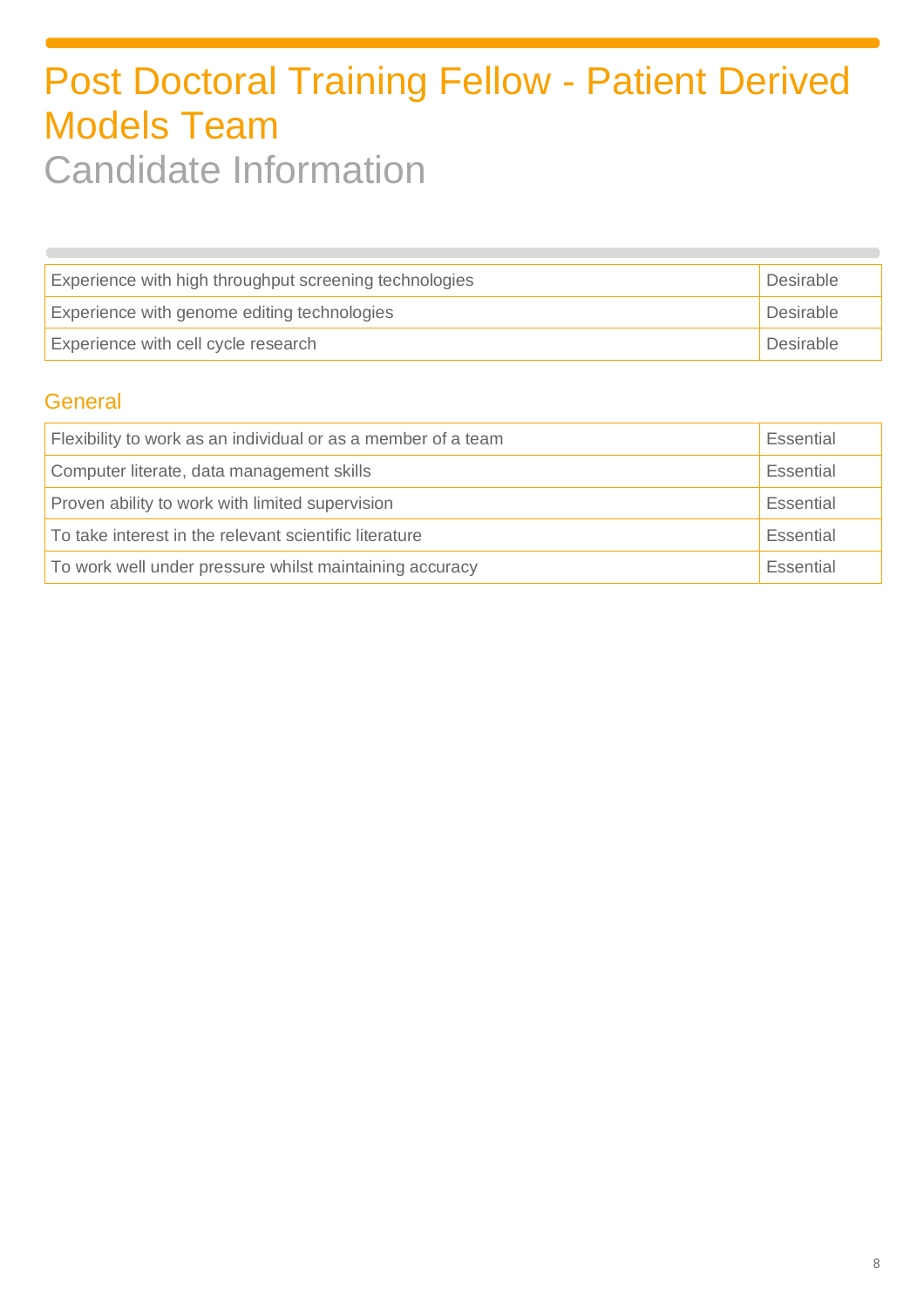# Post Doctoral Training Fellow - Patient Derived Models Team

## Candidate Information

| | |
|---|---|
| Experience with high throughput screening technologies | Desirable |
| Experience with genome editing technologies | Desirable |
| Experience with cell cycle research | Desirable |

### General

| | |
|---|---|
| Flexibility to work as an individual or as a member of a team | Essential |
| Computer literate, data management skills | Essential |
| Proven ability to work with limited supervision | Essential |
| To take interest in the relevant scientific literature | Essential |
| To work well under pressure whilst maintaining accuracy | Essential |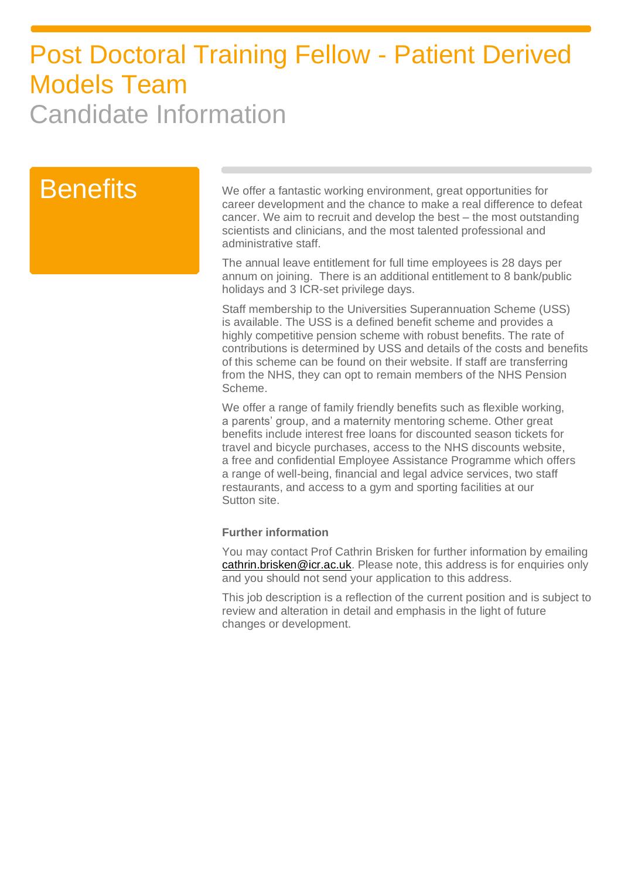# Post Doctoral Training Fellow - Patient Derived Models Team

Candidate Information

## Benefits

We offer a fantastic working environment, great opportunities for career development and the chance to make a real difference to defeat cancer. We aim to recruit and develop the best – the most outstanding scientists and clinicians, and the most talented professional and administrative staff.

The annual leave entitlement for full time employees is 28 days per annum on joining. There is an additional entitlement to 8 bank/public holidays and 3 ICR-set privilege days.

Staff membership to the Universities Superannuation Scheme (USS) is available. The USS is a defined benefit scheme and provides a highly competitive pension scheme with robust benefits. The rate of contributions is determined by USS and details of the costs and benefits of this scheme can be found on their website. If staff are transferring from the NHS, they can opt to remain members of the NHS Pension Scheme.

We offer a range of family friendly benefits such as flexible working, a parents' group, and a maternity mentoring scheme. Other great benefits include interest free loans for discounted season tickets for travel and bicycle purchases, access to the NHS discounts website, a free and confidential Employee Assistance Programme which offers a range of well-being, financial and legal advice services, two staff restaurants, and access to a gym and sporting facilities at our Sutton site.

**Further information**

You may contact Prof Cathrin Brisken for further information by emailing cathrin.brisken@icr.ac.uk. Please note, this address is for enquiries only and you should not send your application to this address.

This job description is a reflection of the current position and is subject to review and alteration in detail and emphasis in the light of future changes or development.